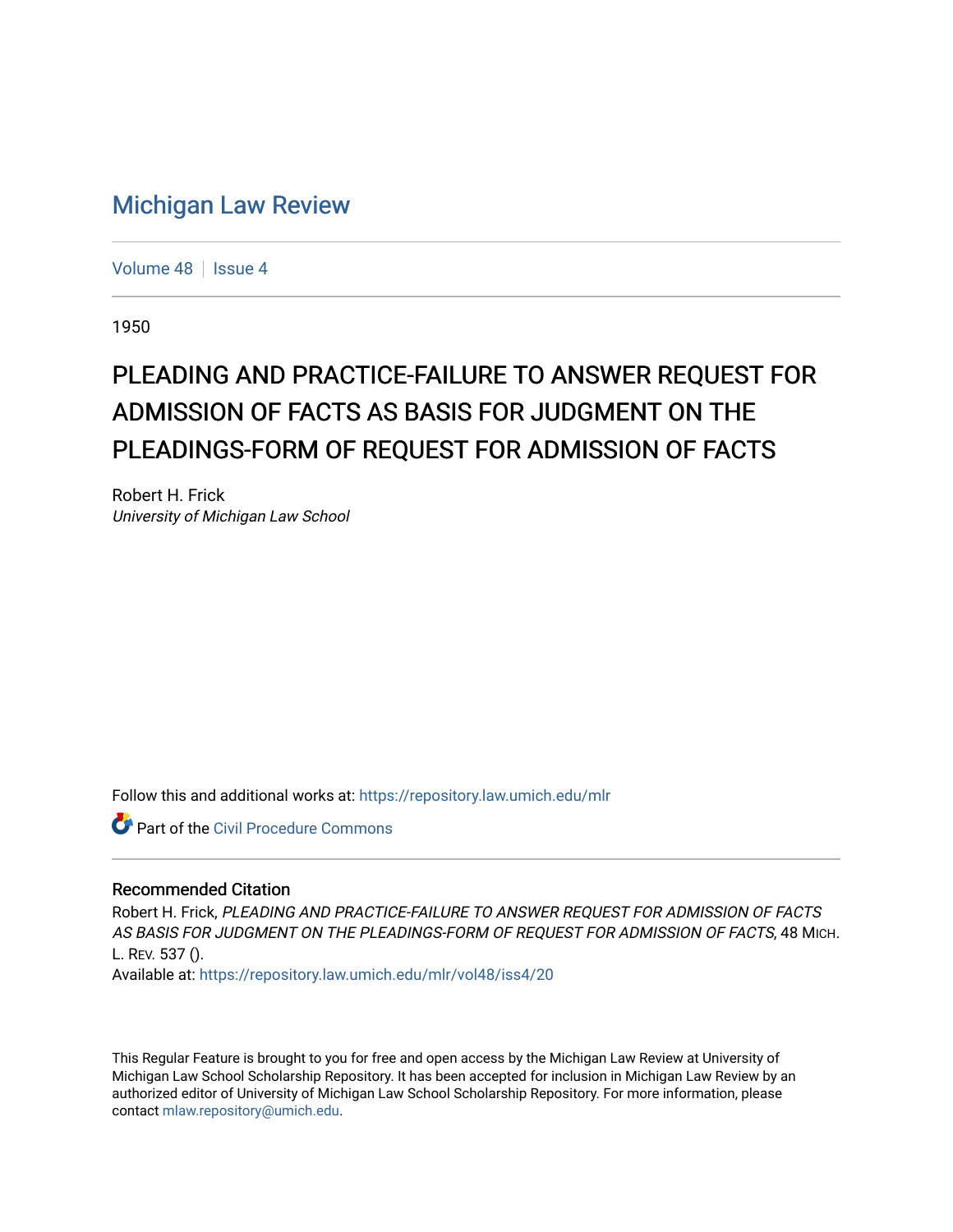# Michigan Law Review

Volume 48 | Issue 4

1950

## PLEADING AND PRACTICE-FAILURE TO ANSWER REQUEST FOR ADMISSION OF FACTS AS BASIS FOR JUDGMENT ON THE PLEADINGS-FORM OF REQUEST FOR ADMISSION OF FACTS

Robert H. Frick
*University of Michigan Law School*

Follow this and additional works at: https://repository.law.umich.edu/mlr

Part of the Civil Procedure Commons

### Recommended Citation

Robert H. Frick, *PLEADING AND PRACTICE-FAILURE TO ANSWER REQUEST FOR ADMISSION OF FACTS AS BASIS FOR JUDGMENT ON THE PLEADINGS-FORM OF REQUEST FOR ADMISSION OF FACTS*, 48 MICH. L. REV. 537 ().
Available at: https://repository.law.umich.edu/mlr/vol48/iss4/20

This Regular Feature is brought to you for free and open access by the Michigan Law Review at University of Michigan Law School Scholarship Repository. It has been accepted for inclusion in Michigan Law Review by an authorized editor of University of Michigan Law School Scholarship Repository. For more information, please contact mlaw.repository@umich.edu.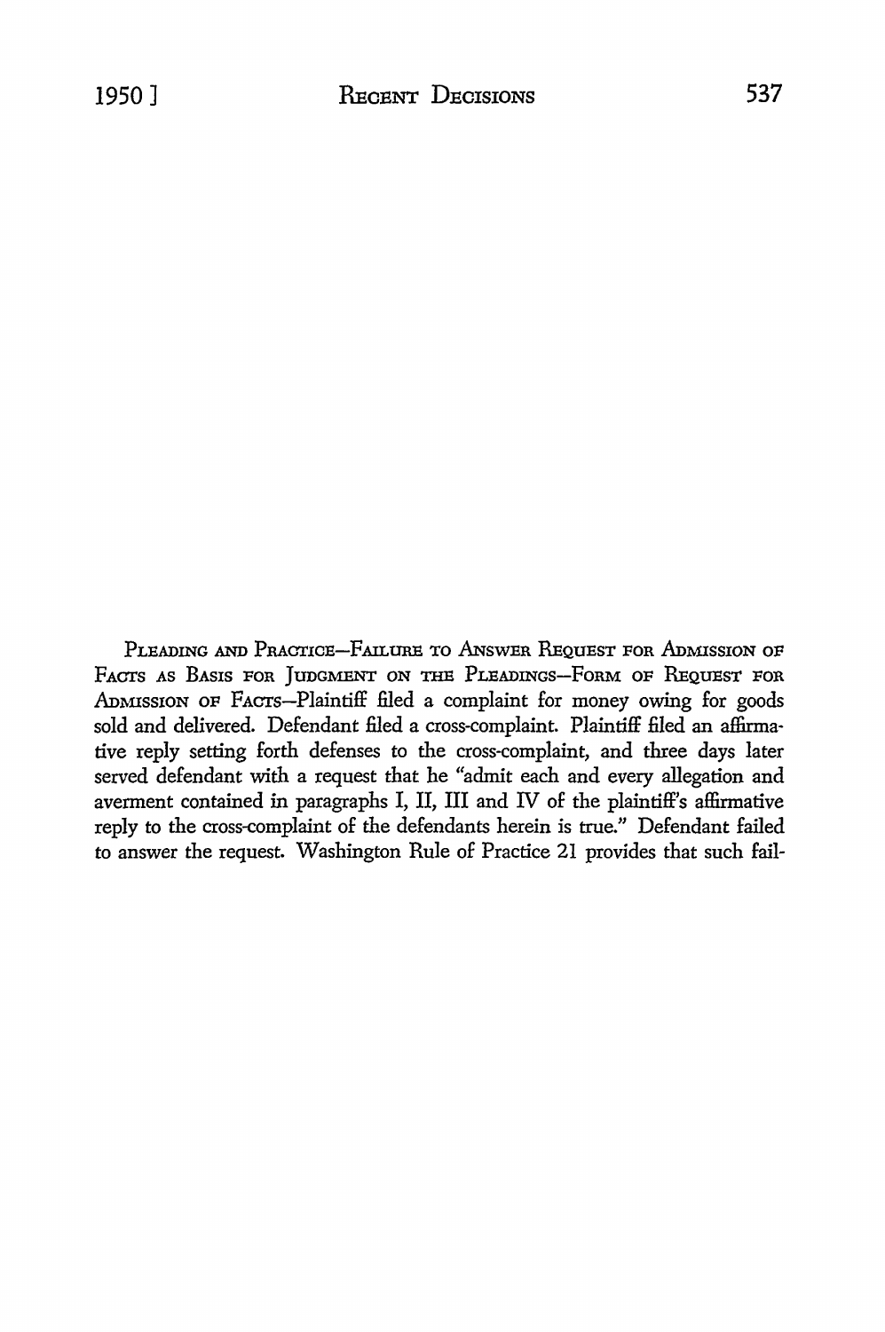PLEADING AND PRACTICE—FAILURE TO ANSWER REQUEST FOR ADMISSION OF FACTS AS BASIS FOR JUDGMENT ON THE PLEADINGS—FORM OF REQUEST FOR ADMISSION OF FACTS—Plaintiff filed a complaint for money owing for goods sold and delivered. Defendant filed a cross-complaint. Plaintiff filed an affirmative reply setting forth defenses to the cross-complaint, and three days later served defendant with a request that he "admit each and every allegation and averment contained in paragraphs I, II, III and IV of the plaintiff's affirmative reply to the cross-complaint of the defendants herein is true." Defendant failed to answer the request. Washington Rule of Practice 21 provides that such fail-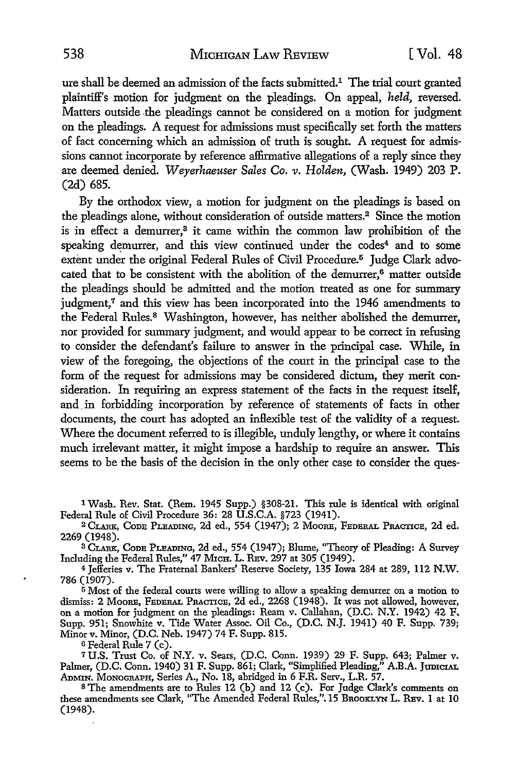ure shall be deemed an admission of the facts submitted.[1] The trial court granted plaintiff's motion for judgment on the pleadings. On appeal, *held*, reversed. Matters outside the pleadings cannot be considered on a motion for judgment on the pleadings. A request for admissions must specifically set forth the matters of fact concerning which an admission of truth is sought. A request for admissions cannot incorporate by reference affirmative allegations of a reply since they are deemed denied. *Weyerhaeuser Sales Co. v. Holden*, (Wash. 1949) 203 P. (2d) 685.

By the orthodox view, a motion for judgment on the pleadings is based on the pleadings alone, without consideration of outside matters.[2] Since the motion is in effect a demurrer,[3] it came within the common law prohibition of the speaking demurrer, and this view continued under the codes[4] and to some extent under the original Federal Rules of Civil Procedure.[5] Judge Clark advocated that to be consistent with the abolition of the demurrer,[6] matter outside the pleadings should be admitted and the motion treated as one for summary judgment,[7] and this view has been incorporated into the 1946 amendments to the Federal Rules.[8] Washington, however, has neither abolished the demurrer, nor provided for summary judgment, and would appear to be correct in refusing to consider the defendant's failure to answer in the principal case. While, in view of the foregoing, the objections of the court in the principal case to the form of the request for admissions may be considered dictum, they merit consideration. In requiring an express statement of the facts in the request itself, and in forbidding incorporation by reference of statements of facts in other documents, the court has adopted an inflexible test of the validity of a request. Where the document referred to is illegible, unduly lengthy, or where it contains much irrelevant matter, it might impose a hardship to require an answer. This seems to be the basis of the decision in the only other case to consider the ques-

---

[1] Wash. Rev. Stat. (Rem. 1945 Supp.) §308-21. This rule is identical with original Federal Rule of Civil Procedure 36: 28 U.S.C.A. §723 (1941).

[2] CLARK, CODE PLEADING, 2d ed., 554 (1947); 2 MOORE, FEDERAL PRACTICE, 2d ed. 2269 (1948).

[3] CLARK, CODE PLEADING, 2d ed., 554 (1947); Blume, "Theory of Pleading: A Survey Including the Federal Rules," 47 MICH. L. REV. 297 at 305 (1949).

[4] Jefferies v. The Fraternal Bankers' Reserve Society, 135 Iowa 284 at 289, 112 N.W. 786 (1907).

[5] Most of the federal courts were willing to allow a speaking demurrer on a motion to dismiss: 2 MOORE, FEDERAL PRACTICE, 2d ed., 2268 (1948). It was not allowed, however, on a motion for judgment on the pleadings: Ream v. Callahan, (D.C. N.Y. 1942) 42 F. Supp. 951; Snowhite v. Tide Water Assoc. Oil Co., (D.C. N.J. 1941) 40 F. Supp. 739; Minor v. Minor, (D.C. Neb. 1947) 74 F. Supp. 815.

[6] Federal Rule 7 (c).

[7] U.S. Trust Co. of N.Y. v. Sears, (D.C. Conn. 1939) 29 F. Supp. 643; Palmer v. Palmer, (D.C. Conn. 1940) 31 F. Supp. 861; Clark, "Simplified Pleading," A.B.A. JUDICIAL ADMIN. MONOGRAPH, Series A., No. 18, abridged in 6 F.R. Serv., L.R. 57.

[8] The amendments are to Rules 12 (b) and 12 (c). For Judge Clark's comments on these amendments see Clark, "The Amended Federal Rules," 15 BROOKLYN L. REV. 1 at 10 (1948).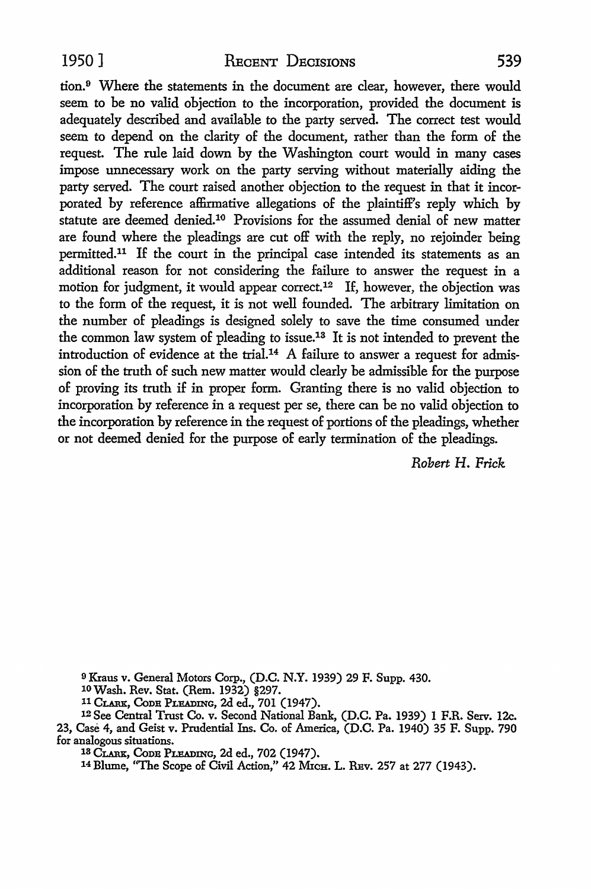tion.[9] Where the statements in the document are clear, however, there would seem to be no valid objection to the incorporation, provided the document is adequately described and available to the party served. The correct test would seem to depend on the clarity of the document, rather than the form of the request. The rule laid down by the Washington court would in many cases impose unnecessary work on the party serving without materially aiding the party served. The court raised another objection to the request in that it incorporated by reference affirmative allegations of the plaintiff's reply which by statute are deemed denied.[10] Provisions for the assumed denial of new matter are found where the pleadings are cut off with the reply, no rejoinder being permitted.[11] If the court in the principal case intended its statements as an additional reason for not considering the failure to answer the request in a motion for judgment, it would appear correct.[12] If, however, the objection was to the form of the request, it is not well founded. The arbitrary limitation on the number of pleadings is designed solely to save the time consumed under the common law system of pleading to issue.[13] It is not intended to prevent the introduction of evidence at the trial.[14] A failure to answer a request for admission of the truth of such new matter would clearly be admissible for the purpose of proving its truth if in proper form. Granting there is no valid objection to incorporation by reference in a request per se, there can be no valid objection to the incorporation by reference in the request of portions of the pleadings, whether or not deemed denied for the purpose of early termination of the pleadings.

*Robert H. Frick*

---

[9] Kraus v. General Motors Corp., (D.C. N.Y. 1939) 29 F. Supp. 430.

[10] Wash. Rev. Stat. (Rem. 1932) §297.

[11] CLARK, CODE PLEADING, 2d ed., 701 (1947).

[12] See Central Trust Co. v. Second National Bank, (D.C. Pa. 1939) 1 F.R. Serv. 12c. 23, Case 4, and Geist v. Prudential Ins. Co. of America, (D.C. Pa. 1940) 35 F. Supp. 790 for analogous situations.

[13] CLARK, CODE PLEADING, 2d ed., 702 (1947).

[14] Blume, "The Scope of Civil Action," 42 MICH. L. REV. 257 at 277 (1943).